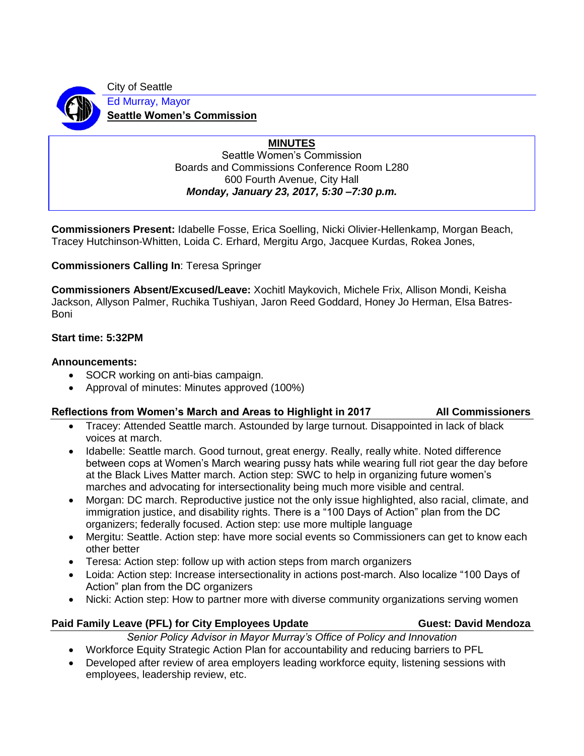City of Seattle
Ed Murray, Mayor
**Seattle Women's Commission**

# MINUTES

Seattle Women's Commission
Boards and Commissions Conference Room L280
600 Fourth Avenue, City Hall
***Monday, January 23, 2017, 5:30 –7:30 p.m.***

**Commissioners Present:** Idabelle Fosse, Erica Soelling, Nicki Olivier-Hellenkamp, Morgan Beach, Tracey Hutchinson-Whitten, Loida C. Erhard, Mergitu Argo, Jacquee Kurdas, Rokea Jones,

**Commissioners Calling In**: Teresa Springer

**Commissioners Absent/Excused/Leave:** Xochitl Maykovich, Michele Frix, Allison Mondi, Keisha Jackson, Allyson Palmer, Ruchika Tushiyan, Jaron Reed Goddard, Honey Jo Herman, Elsa Batres-Boni

**Start time: 5:32PM**

**Announcements:**

- SOCR working on anti-bias campaign.
- Approval of minutes: Minutes approved (100%)

## Reflections from Women's March and Areas to Highlight in 2017 — All Commissioners

- Tracey: Attended Seattle march. Astounded by large turnout. Disappointed in lack of black voices at march.
- Idabelle: Seattle march. Good turnout, great energy. Really, really white. Noted difference between cops at Women's March wearing pussy hats while wearing full riot gear the day before at the Black Lives Matter march. Action step: SWC to help in organizing future women's marches and advocating for intersectionality being much more visible and central.
- Morgan: DC march. Reproductive justice not the only issue highlighted, also racial, climate, and immigration justice, and disability rights. There is a "100 Days of Action" plan from the DC organizers; federally focused. Action step: use more multiple language
- Mergitu: Seattle. Action step: have more social events so Commissioners can get to know each other better
- Teresa: Action step: follow up with action steps from march organizers
- Loida: Action step: Increase intersectionality in actions post-march. Also localize "100 Days of Action" plan from the DC organizers
- Nicki: Action step: How to partner more with diverse community organizations serving women

## Paid Family Leave (PFL) for City Employees Update — Guest: David Mendoza

*Senior Policy Advisor in Mayor Murray's Office of Policy and Innovation*

- Workforce Equity Strategic Action Plan for accountability and reducing barriers to PFL
- Developed after review of area employers leading workforce equity, listening sessions with employees, leadership review, etc.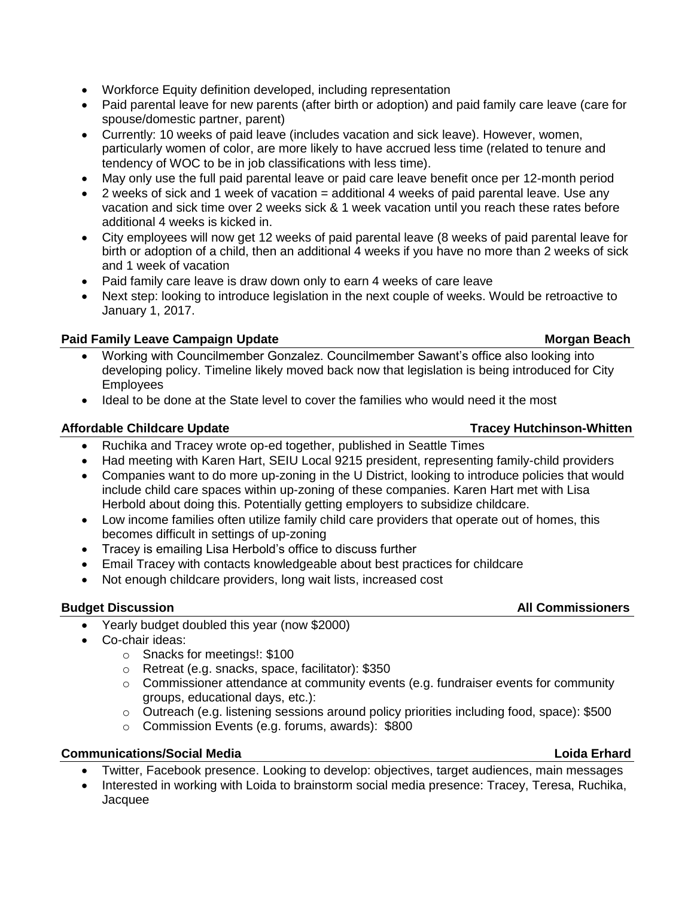- Workforce Equity definition developed, including representation
- Paid parental leave for new parents (after birth or adoption) and paid family care leave (care for spouse/domestic partner, parent)
- Currently: 10 weeks of paid leave (includes vacation and sick leave). However, women, particularly women of color, are more likely to have accrued less time (related to tenure and tendency of WOC to be in job classifications with less time).
- May only use the full paid parental leave or paid care leave benefit once per 12-month period
- 2 weeks of sick and 1 week of vacation = additional 4 weeks of paid parental leave. Use any vacation and sick time over 2 weeks sick & 1 week vacation until you reach these rates before additional 4 weeks is kicked in.
- City employees will now get 12 weeks of paid parental leave (8 weeks of paid parental leave for birth or adoption of a child, then an additional 4 weeks if you have no more than 2 weeks of sick and 1 week of vacation
- Paid family care leave is draw down only to earn 4 weeks of care leave
- Next step: looking to introduce legislation in the next couple of weeks. Would be retroactive to January 1, 2017.

**Paid Family Leave Campaign Update** **Morgan Beach**

- Working with Councilmember Gonzalez. Councilmember Sawant's office also looking into developing policy. Timeline likely moved back now that legislation is being introduced for City Employees
- Ideal to be done at the State level to cover the families who would need it the most

**Affordable Childcare Update** **Tracey Hutchinson-Whitten**

- Ruchika and Tracey wrote op-ed together, published in Seattle Times
- Had meeting with Karen Hart, SEIU Local 9215 president, representing family-child providers
- Companies want to do more up-zoning in the U District, looking to introduce policies that would include child care spaces within up-zoning of these companies. Karen Hart met with Lisa Herbold about doing this. Potentially getting employers to subsidize childcare.
- Low income families often utilize family child care providers that operate out of homes, this becomes difficult in settings of up-zoning
- Tracey is emailing Lisa Herbold's office to discuss further
- Email Tracey with contacts knowledgeable about best practices for childcare
- Not enough childcare providers, long wait lists, increased cost

**Budget Discussion** **All Commissioners**

- Yearly budget doubled this year (now $2000)
- Co-chair ideas:
  - Snacks for meetings!: $100
  - Retreat (e.g. snacks, space, facilitator): $350
  - Commissioner attendance at community events (e.g. fundraiser events for community groups, educational days, etc.):
  - Outreach (e.g. listening sessions around policy priorities including food, space): $500
  - Commission Events (e.g. forums, awards): $800

**Communications/Social Media** **Loida Erhard**

- Twitter, Facebook presence. Looking to develop: objectives, target audiences, main messages
- Interested in working with Loida to brainstorm social media presence: Tracey, Teresa, Ruchika, Jacquee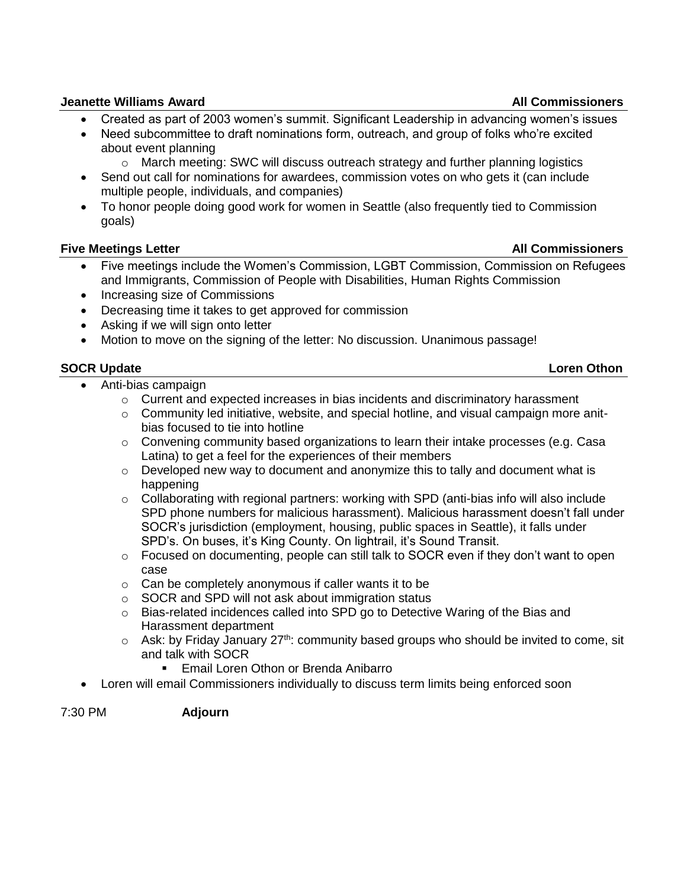**Jeanette Williams Award** **All Commissioners**

- Created as part of 2003 women's summit. Significant Leadership in advancing women's issues
- Need subcommittee to draft nominations form, outreach, and group of folks who're excited about event planning
  - March meeting: SWC will discuss outreach strategy and further planning logistics
- Send out call for nominations for awardees, commission votes on who gets it (can include multiple people, individuals, and companies)
- To honor people doing good work for women in Seattle (also frequently tied to Commission goals)

**Five Meetings Letter** **All Commissioners**

- Five meetings include the Women's Commission, LGBT Commission, Commission on Refugees and Immigrants, Commission of People with Disabilities, Human Rights Commission
- Increasing size of Commissions
- Decreasing time it takes to get approved for commission
- Asking if we will sign onto letter
- Motion to move on the signing of the letter: No discussion. Unanimous passage!

**SOCR Update** **Loren Othon**

- Anti-bias campaign
  - Current and expected increases in bias incidents and discriminatory harassment
  - Community led initiative, website, and special hotline, and visual campaign more anit-bias focused to tie into hotline
  - Convening community based organizations to learn their intake processes (e.g. Casa Latina) to get a feel for the experiences of their members
  - Developed new way to document and anonymize this to tally and document what is happening
  - Collaborating with regional partners: working with SPD (anti-bias info will also include SPD phone numbers for malicious harassment). Malicious harassment doesn't fall under SOCR's jurisdiction (employment, housing, public spaces in Seattle), it falls under SPD's. On buses, it's King County. On lightrail, it's Sound Transit.
  - Focused on documenting, people can still talk to SOCR even if they don't want to open case
  - Can be completely anonymous if caller wants it to be
  - SOCR and SPD will not ask about immigration status
  - Bias-related incidences called into SPD go to Detective Waring of the Bias and Harassment department
  - Ask: by Friday January 27th: community based groups who should be invited to come, sit and talk with SOCR
    - Email Loren Othon or Brenda Anibarro
- Loren will email Commissioners individually to discuss term limits being enforced soon

7:30 PM **Adjourn**